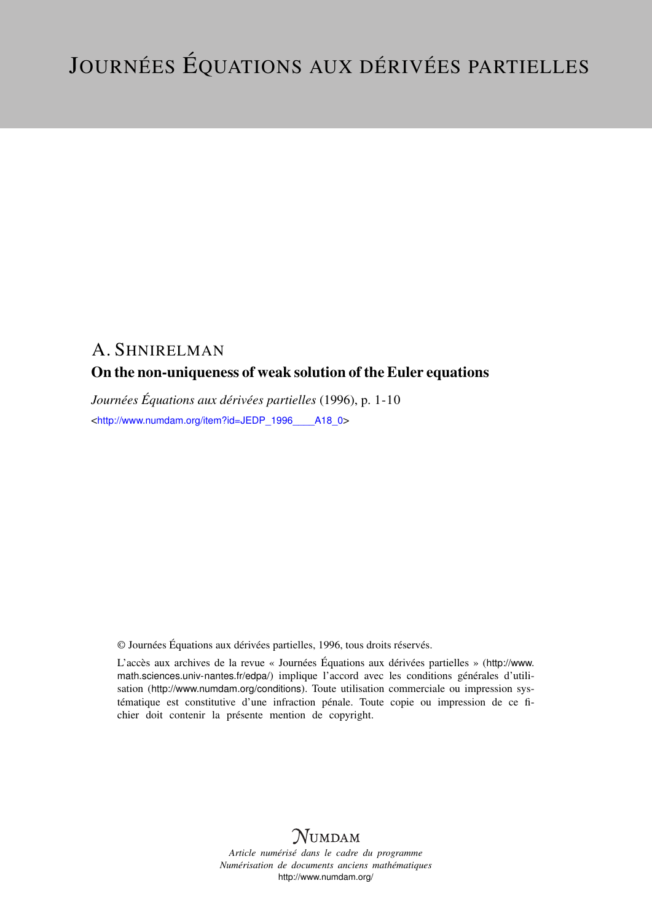# Journées Équations aux dérivées partielles

A. Shnirelman

## On the non-uniqueness of weak solution of the Euler equations

*Journées Équations aux dérivées partielles* (1996), p. 1-10

<http://www.numdam.org/item?id=JEDP_1996____A18_0>

© Journées Équations aux dérivées partielles, 1996, tous droits réservés.

L'accès aux archives de la revue « Journées Équations aux dérivées partielles » (http://www.math.sciences.univ-nantes.fr/edpa/) implique l'accord avec les conditions générales d'utilisation (http://www.numdam.org/conditions). Toute utilisation commerciale ou impression systématique est constitutive d'une infraction pénale. Toute copie ou impression de ce fichier doit contenir la présente mention de copyright.

NUMDAM

*Article numérisé dans le cadre du programme*
*Numérisation de documents anciens mathématiques*
http://www.numdam.org/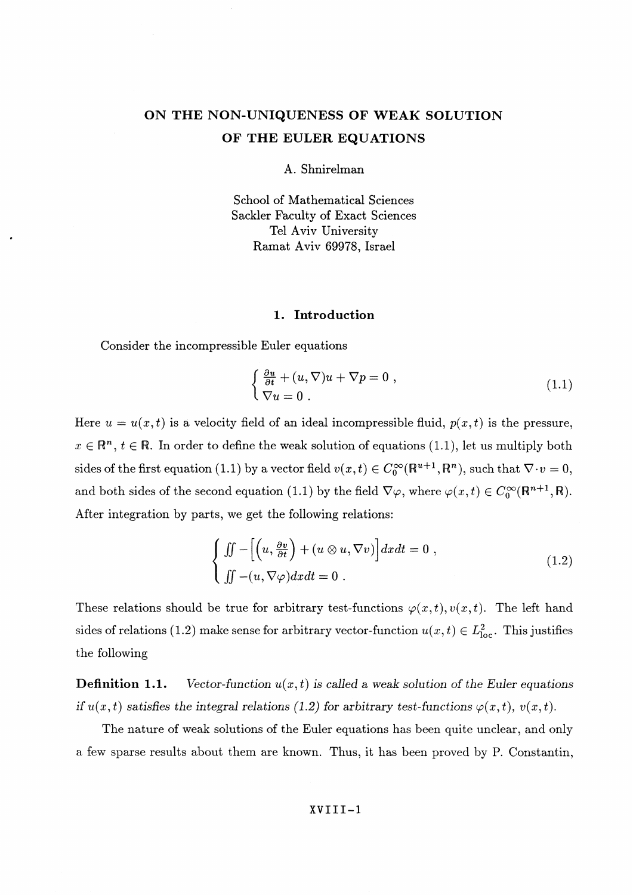# ON THE NON-UNIQUENESS OF WEAK SOLUTION OF THE EULER EQUATIONS

A. Shnirelman

School of Mathematical Sciences
Sackler Faculty of Exact Sciences
Tel Aviv University
Ramat Aviv 69978, Israel

## 1. Introduction

Consider the incompressible Euler equations

$$\begin{cases} \frac{\partial u}{\partial t} + (u, \nabla)u + \nabla p = 0 \ , \\ \nabla u = 0 \ . \end{cases} \tag{1.1}$$

Here $u = u(x,t)$ is a velocity field of an ideal incompressible fluid, $p(x,t)$ is the pressure, $x \in \mathbb{R}^n$, $t \in \mathbb{R}$. In order to define the weak solution of equations (1.1), let us multiply both sides of the first equation (1.1) by a vector field $v(x,t) \in C_0^\infty(\mathbb{R}^{u+1}, \mathbb{R}^n)$, such that $\nabla \cdot v = 0$, and both sides of the second equation (1.1) by the field $\nabla\varphi$, where $\varphi(x,t) \in C_0^\infty(\mathbb{R}^{n+1}, \mathbb{R})$. After integration by parts, we get the following relations:

$$\begin{cases} \iint -\left[\left(u, \frac{\partial v}{\partial t}\right) + (u \otimes u, \nabla v)\right] dx dt = 0 \ , \\ \iint -(u, \nabla\varphi) dx dt = 0 \ . \end{cases} \tag{1.2}$$

These relations should be true for arbitrary test-functions $\varphi(x,t), v(x,t)$. The left hand sides of relations (1.2) make sense for arbitrary vector-function $u(x,t) \in L^2_{\text{loc}}$. This justifies the following

**Definition 1.1.** *Vector-function $u(x,t)$ is called a weak solution of the Euler equations if $u(x,t)$ satisfies the integral relations (1.2) for arbitrary test-functions $\varphi(x,t)$, $v(x,t)$.*

The nature of weak solutions of the Euler equations has been quite unclear, and only a few sparse results about them are known. Thus, it has been proved by P. Constantin,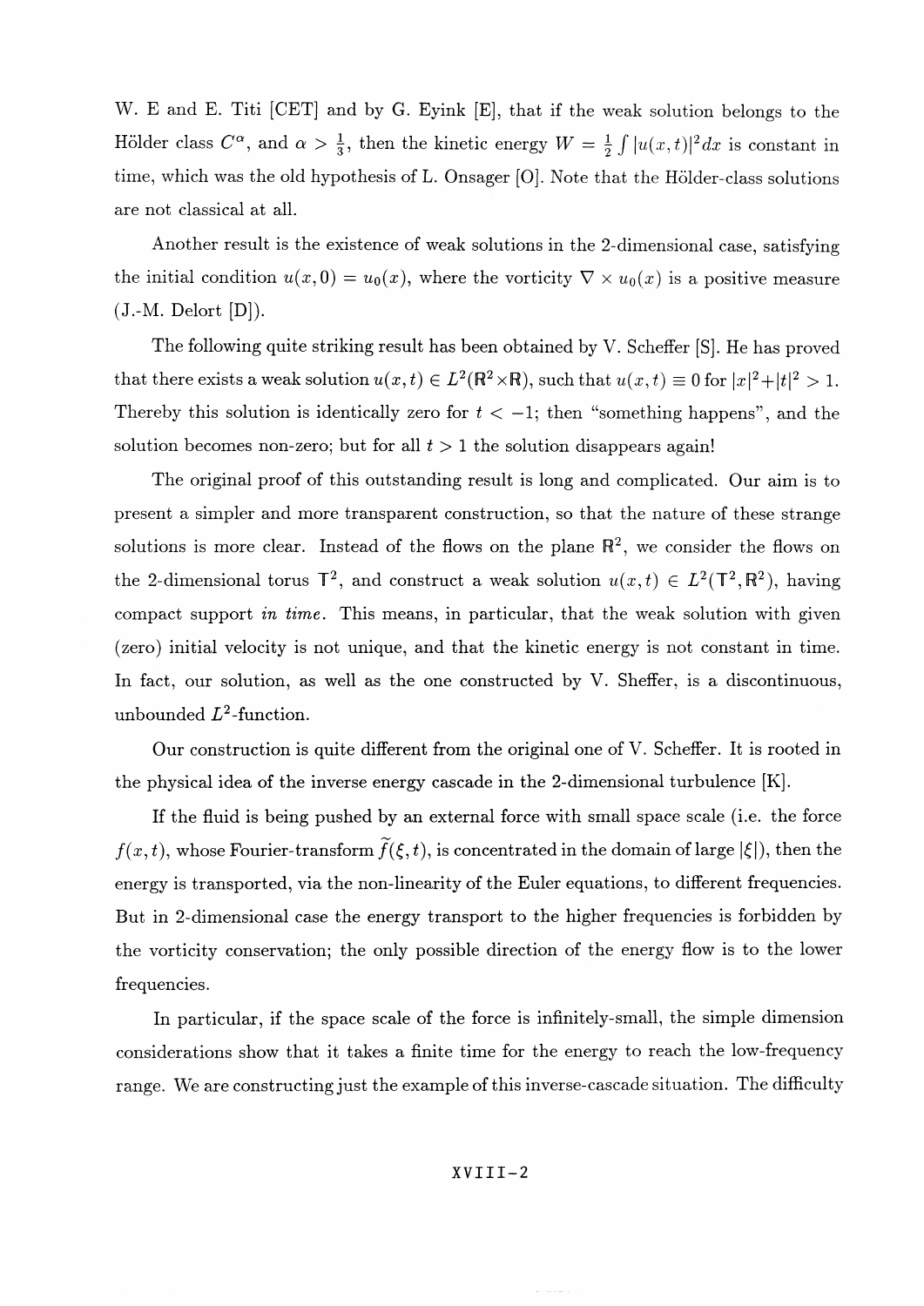W. E and E. Titi [CET] and by G. Eyink [E], that if the weak solution belongs to the Hölder class $C^\alpha$, and $\alpha > \frac{1}{3}$, then the kinetic energy $W = \frac{1}{2}\int |u(x,t)|^2 dx$ is constant in time, which was the old hypothesis of L. Onsager [O]. Note that the Hölder-class solutions are not classical at all.

Another result is the existence of weak solutions in the 2-dimensional case, satisfying the initial condition $u(x,0) = u_0(x)$, where the vorticity $\nabla \times u_0(x)$ is a positive measure (J.-M. Delort [D]).

The following quite striking result has been obtained by V. Scheffer [S]. He has proved that there exists a weak solution $u(x,t) \in L^2(\mathbb{R}^2 \times \mathbb{R})$, such that $u(x,t) \equiv 0$ for $|x|^2 + |t|^2 > 1$. Thereby this solution is identically zero for $t < -1$; then "something happens", and the solution becomes non-zero; but for all $t > 1$ the solution disappears again!

The original proof of this outstanding result is long and complicated. Our aim is to present a simpler and more transparent construction, so that the nature of these strange solutions is more clear. Instead of the flows on the plane $\mathbb{R}^2$, we consider the flows on the 2-dimensional torus $\mathbb{T}^2$, and construct a weak solution $u(x,t) \in L^2(\mathbb{T}^2, \mathbb{R}^2)$, having compact support *in time*. This means, in particular, that the weak solution with given (zero) initial velocity is not unique, and that the kinetic energy is not constant in time. In fact, our solution, as well as the one constructed by V. Sheffer, is a discontinuous, unbounded $L^2$-function.

Our construction is quite different from the original one of V. Scheffer. It is rooted in the physical idea of the inverse energy cascade in the 2-dimensional turbulence [K].

If the fluid is being pushed by an external force with small space scale (i.e. the force $f(x,t)$, whose Fourier-transform $\widetilde{f}(\xi,t)$, is concentrated in the domain of large $|\xi|$), then the energy is transported, via the non-linearity of the Euler equations, to different frequencies. But in 2-dimensional case the energy transport to the higher frequencies is forbidden by the vorticity conservation; the only possible direction of the energy flow is to the lower frequencies.

In particular, if the space scale of the force is infinitely-small, the simple dimension considerations show that it takes a finite time for the energy to reach the low-frequency range. We are constructing just the example of this inverse-cascade situation. The difficulty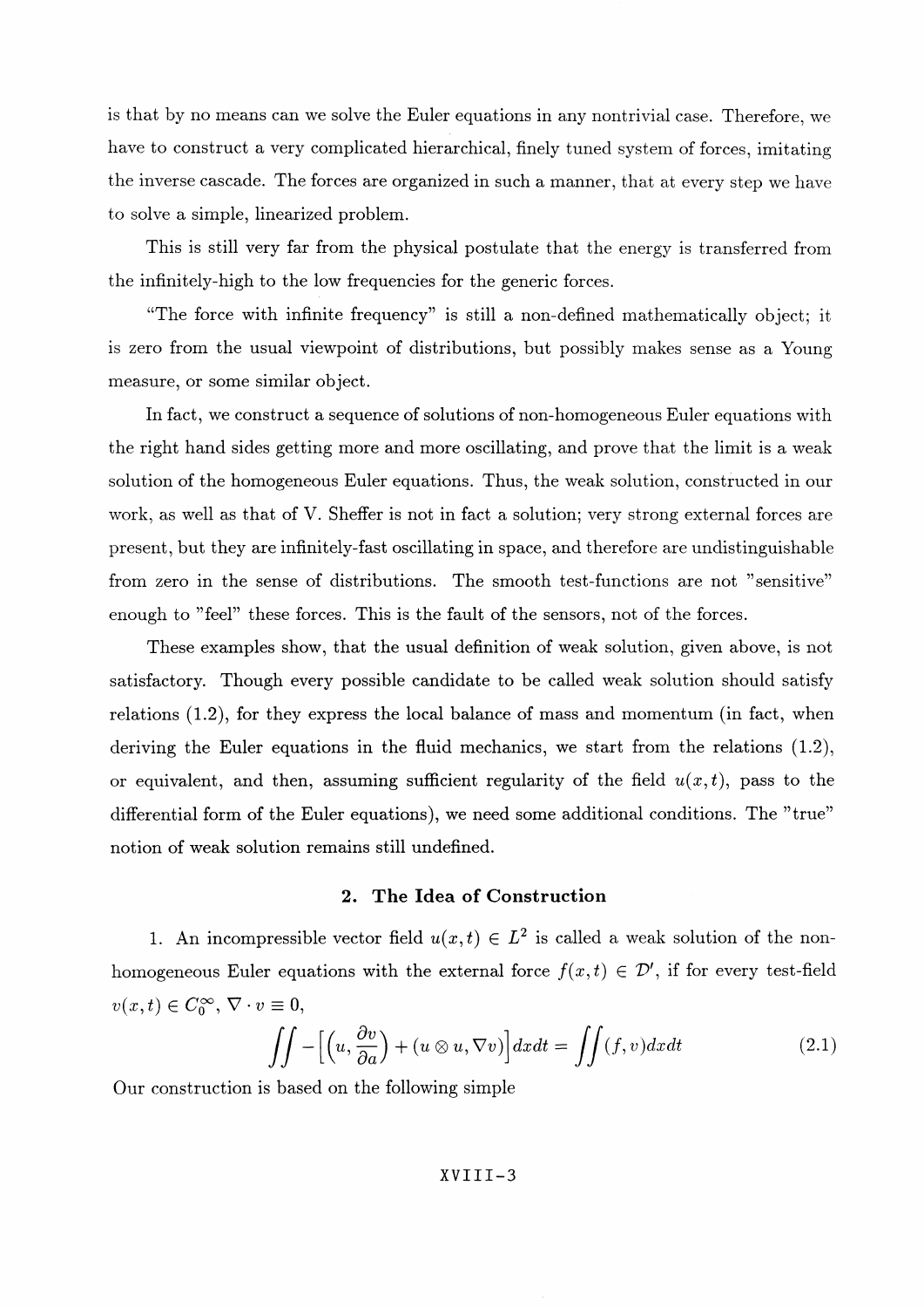is that by no means can we solve the Euler equations in any nontrivial case. Therefore, we have to construct a very complicated hierarchical, finely tuned system of forces, imitating the inverse cascade. The forces are organized in such a manner, that at every step we have to solve a simple, linearized problem.

This is still very far from the physical postulate that the energy is transferred from the infinitely-high to the low frequencies for the generic forces.

"The force with infinite frequency" is still a non-defined mathematically object; it is zero from the usual viewpoint of distributions, but possibly makes sense as a Young measure, or some similar object.

In fact, we construct a sequence of solutions of non-homogeneous Euler equations with the right hand sides getting more and more oscillating, and prove that the limit is a weak solution of the homogeneous Euler equations. Thus, the weak solution, constructed in our work, as well as that of V. Sheffer is not in fact a solution; very strong external forces are present, but they are infinitely-fast oscillating in space, and therefore are undistinguishable from zero in the sense of distributions. The smooth test-functions are not "sensitive" enough to "feel" these forces. This is the fault of the sensors, not of the forces.

These examples show, that the usual definition of weak solution, given above, is not satisfactory. Though every possible candidate to be called weak solution should satisfy relations (1.2), for they express the local balance of mass and momentum (in fact, when deriving the Euler equations in the fluid mechanics, we start from the relations (1.2), or equivalent, and then, assuming sufficient regularity of the field $u(x,t)$, pass to the differential form of the Euler equations), we need some additional conditions. The "true" notion of weak solution remains still undefined.

## 2. The Idea of Construction

1. An incompressible vector field $u(x,t) \in L^2$ is called a weak solution of the non-homogeneous Euler equations with the external force $f(x,t) \in \mathcal{D}'$, if for every test-field $v(x,t) \in C_0^\infty$, $\nabla \cdot v \equiv 0$,

$$\iint -\Big[\Big(u, \frac{\partial v}{\partial a}\Big) + (u \otimes u, \nabla v)\Big] dx dt = \iint (f, v) dx dt \tag{2.1}$$

Our construction is based on the following simple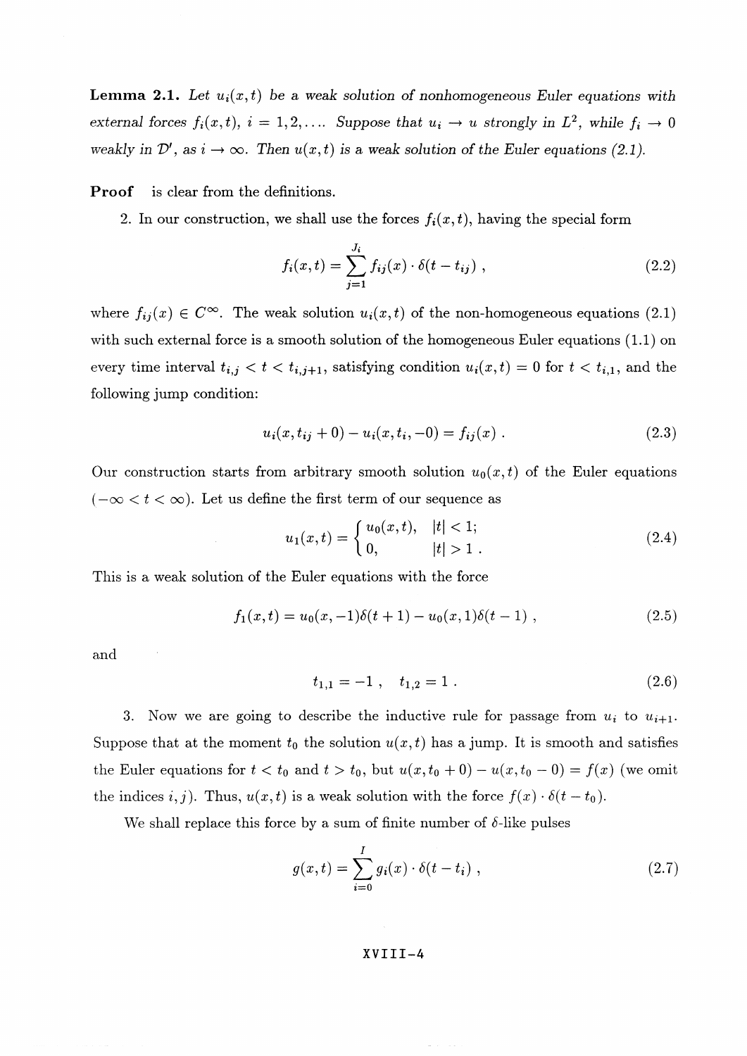**Lemma 2.1.** *Let $u_i(x,t)$ be a weak solution of nonhomogeneous Euler equations with external forces $f_i(x,t)$, $i = 1, 2, \ldots$. Suppose that $u_i \to u$ strongly in $L^2$, while $f_i \to 0$ weakly in $\mathcal{D}'$, as $i \to \infty$. Then $u(x,t)$ is a weak solution of the Euler equations (2.1).*

**Proof** is clear from the definitions.

2. In our construction, we shall use the forces $f_i(x,t)$, having the special form

$$f_i(x,t) = \sum_{j=1}^{J_i} f_{ij}(x) \cdot \delta(t - t_{ij}) \ , \tag{2.2}$$

where $f_{ij}(x) \in C^\infty$. The weak solution $u_i(x,t)$ of the non-homogeneous equations (2.1) with such external force is a smooth solution of the homogeneous Euler equations (1.1) on every time interval $t_{i,j} < t < t_{i,j+1}$, satisfying condition $u_i(x,t) = 0$ for $t < t_{i,1}$, and the following jump condition:

$$u_i(x, t_{ij} + 0) - u_i(x, t_i, -0) = f_{ij}(x) \ . \tag{2.3}$$

Our construction starts from arbitrary smooth solution $u_0(x,t)$ of the Euler equations $(-\infty < t < \infty)$. Let us define the first term of our sequence as

$$u_1(x,t) = \begin{cases} u_0(x,t), & |t| < 1; \\ 0, & |t| > 1 \ . \end{cases} \tag{2.4}$$

This is a weak solution of the Euler equations with the force

$$f_1(x,t) = u_0(x,-1)\delta(t+1) - u_0(x,1)\delta(t-1) \ , \tag{2.5}$$

and

$$t_{1,1} = -1 \ , \quad t_{1,2} = 1 \ . \tag{2.6}$$

3. Now we are going to describe the inductive rule for passage from $u_i$ to $u_{i+1}$. Suppose that at the moment $t_0$ the solution $u(x,t)$ has a jump. It is smooth and satisfies the Euler equations for $t < t_0$ and $t > t_0$, but $u(x, t_0 + 0) - u(x, t_0 - 0) = f(x)$ (we omit the indices $i, j$). Thus, $u(x,t)$ is a weak solution with the force $f(x) \cdot \delta(t - t_0)$.

We shall replace this force by a sum of finite number of $\delta$-like pulses

$$g(x,t) = \sum_{i=0}^{I} g_i(x) \cdot \delta(t - t_i) \ , \tag{2.7}$$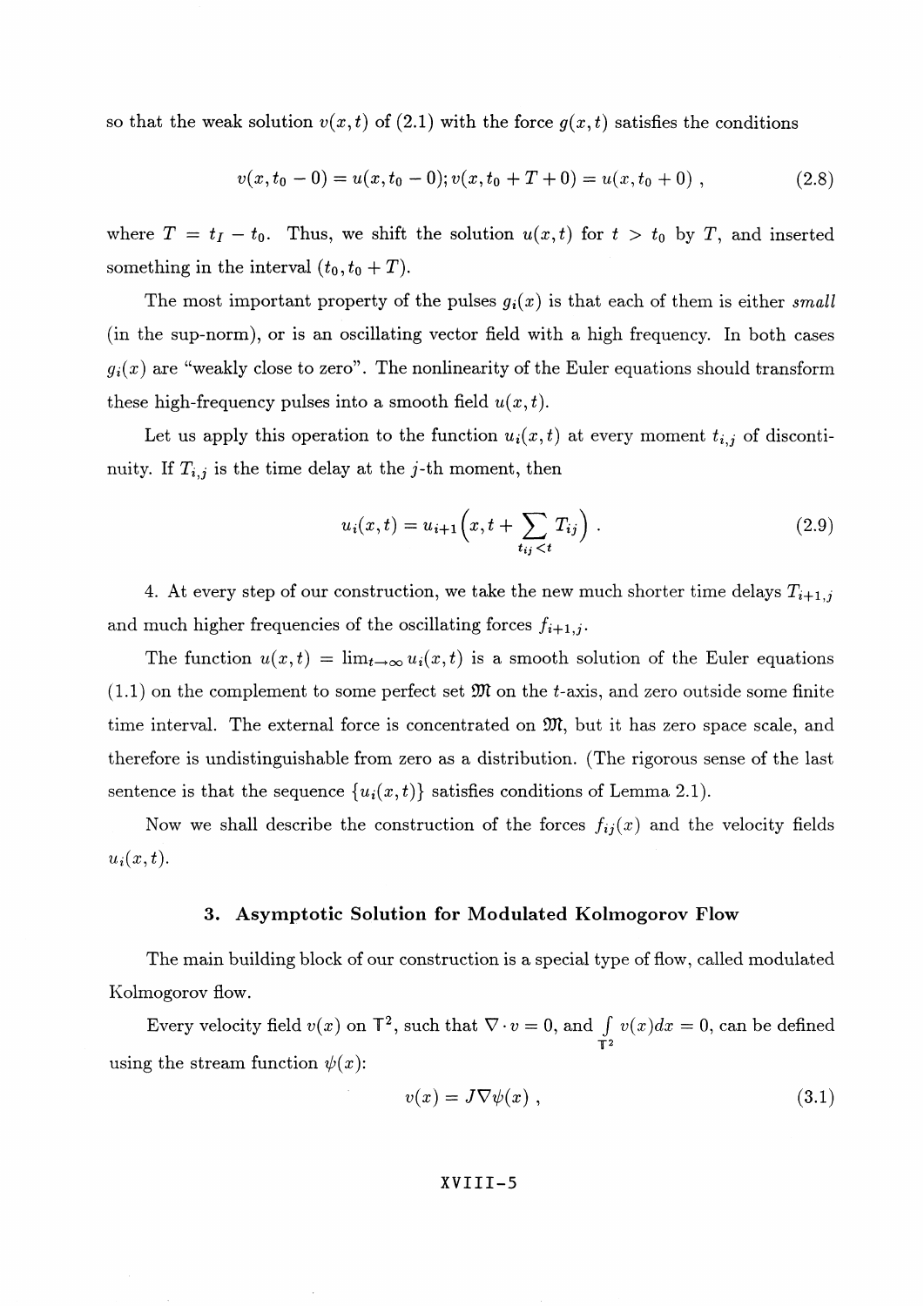so that the weak solution $v(x,t)$ of (2.1) with the force $g(x,t)$ satisfies the conditions

$$v(x, t_0 - 0) = u(x, t_0 - 0); v(x, t_0 + T + 0) = u(x, t_0 + 0) , \tag{2.8}$$

where $T = t_I - t_0$. Thus, we shift the solution $u(x,t)$ for $t > t_0$ by $T$, and inserted something in the interval $(t_0, t_0 + T)$.

The most important property of the pulses $g_i(x)$ is that each of them is either *small* (in the sup-norm), or is an oscillating vector field with a high frequency. In both cases $g_i(x)$ are "weakly close to zero". The nonlinearity of the Euler equations should transform these high-frequency pulses into a smooth field $u(x,t)$.

Let us apply this operation to the function $u_i(x,t)$ at every moment $t_{i,j}$ of discontinuity. If $T_{i,j}$ is the time delay at the $j$-th moment, then

$$u_i(x,t) = u_{i+1}\Big(x, t + \sum_{t_{ij} < t} T_{ij}\Big) . \tag{2.9}$$

4. At every step of our construction, we take the new much shorter time delays $T_{i+1,j}$ and much higher frequencies of the oscillating forces $f_{i+1,j}$.

The function $u(x,t) = \lim_{t\to\infty} u_i(x,t)$ is a smooth solution of the Euler equations (1.1) on the complement to some perfect set $\mathfrak{M}$ on the $t$-axis, and zero outside some finite time interval. The external force is concentrated on $\mathfrak{M}$, but it has zero space scale, and therefore is undistinguishable from zero as a distribution. (The rigorous sense of the last sentence is that the sequence $\{u_i(x,t)\}$ satisfies conditions of Lemma 2.1).

Now we shall describe the construction of the forces $f_{ij}(x)$ and the velocity fields $u_i(x,t)$.

## 3. Asymptotic Solution for Modulated Kolmogorov Flow

The main building block of our construction is a special type of flow, called modulated Kolmogorov flow.

Every velocity field $v(x)$ on $\mathbb{T}^2$, such that $\nabla \cdot v = 0$, and $\int\limits_{\mathbb{T}^2} v(x)dx = 0$, can be defined using the stream function $\psi(x)$:

$$v(x) = J\nabla\psi(x) , \tag{3.1}$$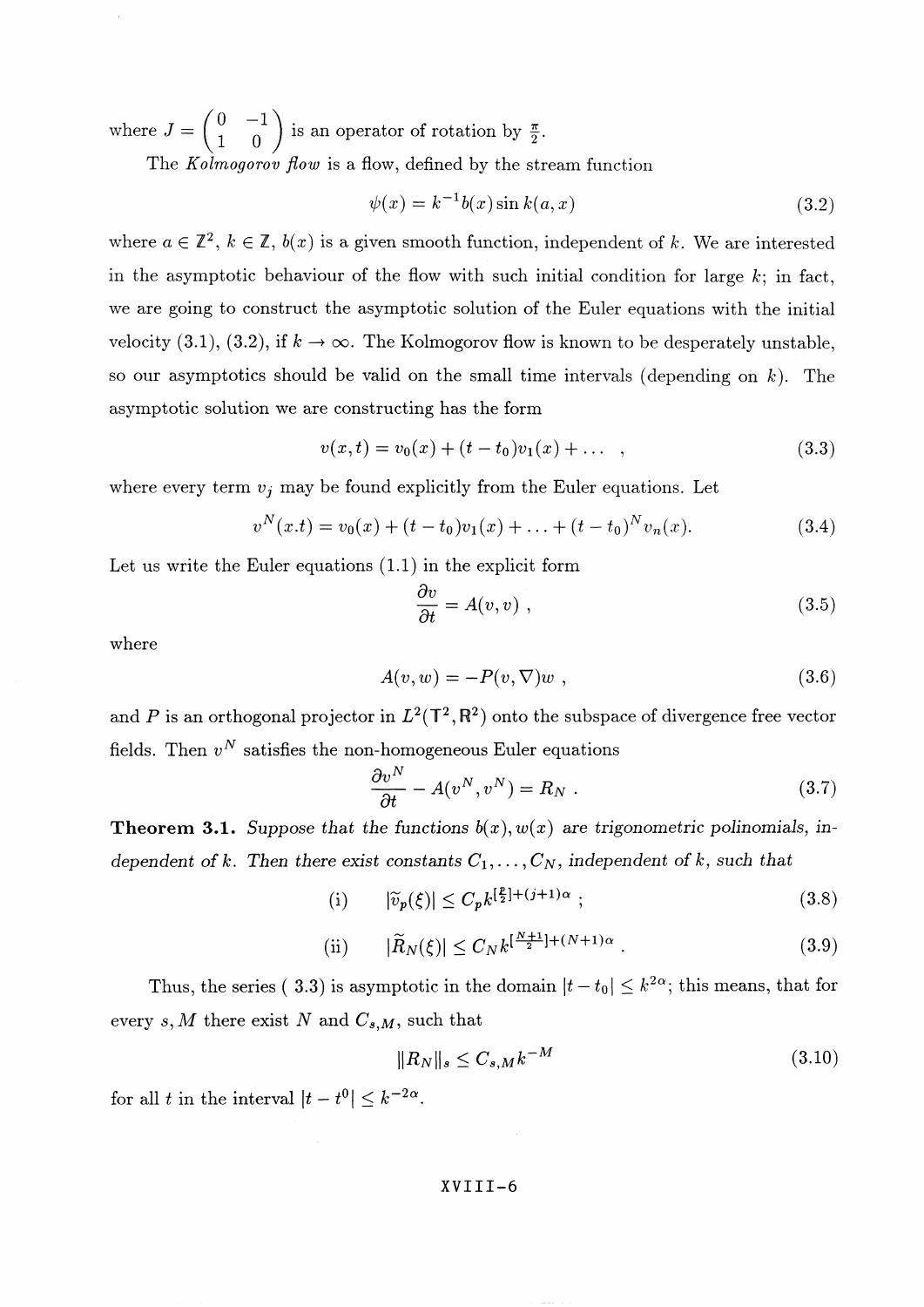where $J = \begin{pmatrix} 0 & -1 \\ 1 & 0 \end{pmatrix}$ is an operator of rotation by $\frac{\pi}{2}$.

The *Kolmogorov flow* is a flow, defined by the stream function

$$\psi(x) = k^{-1}b(x)\sin k(a,x) \tag{3.2}$$

where $a \in \mathbb{Z}^2$, $k \in \mathbb{Z}$, $b(x)$ is a given smooth function, independent of $k$. We are interested in the asymptotic behaviour of the flow with such initial condition for large $k$; in fact, we are going to construct the asymptotic solution of the Euler equations with the initial velocity (3.1), (3.2), if $k \to \infty$. The Kolmogorov flow is known to be desperately unstable, so our asymptotics should be valid on the small time intervals (depending on $k$). The asymptotic solution we are constructing has the form

$$v(x,t) = v_0(x) + (t - t_0)v_1(x) + \dots \ , \tag{3.3}$$

where every term $v_j$ may be found explicitly from the Euler equations. Let

$$v^N(x.t) = v_0(x) + (t-t_0)v_1(x) + \ldots + (t-t_0)^N v_n(x). \tag{3.4}$$

Let us write the Euler equations (1.1) in the explicit form

$$\frac{\partial v}{\partial t} = A(v,v) \ , \tag{3.5}$$

where

$$A(v,w) = -P(v,\nabla)w \ , \tag{3.6}$$

and $P$ is an orthogonal projector in $L^2(\mathbb{T}^2, \mathbb{R}^2)$ onto the subspace of divergence free vector fields. Then $v^N$ satisfies the non-homogeneous Euler equations

$$\frac{\partial v^N}{\partial t} - A(v^N, v^N) = R_N \ . \tag{3.7}$$

**Theorem 3.1.** *Suppose that the functions $b(x), w(x)$ are trigonometric polinomials, independent of $k$. Then there exist constants $C_1, \ldots, C_N$, independent of $k$, such that*

$$\text{(i)} \qquad |\widetilde{v}_p(\xi)| \leq C_p k^{[\frac{p}{2}]+(j+1)\alpha} \ ; \tag{3.8}$$

$$\text{(ii)} \qquad |\widetilde{R}_N(\xi)| \leq C_N k^{[\frac{N+1}{2}]+(N+1)\alpha} \ . \tag{3.9}$$

Thus, the series ( 3.3) is asymptotic in the domain $|t - t_0| \leq k^{2\alpha}$; this means, that for every $s, M$ there exist $N$ and $C_{s,M}$, such that

$$\|R_N\|_s \leq C_{s,M} k^{-M} \tag{3.10}$$

for all $t$ in the interval $|t - t^0| \leq k^{-2\alpha}$.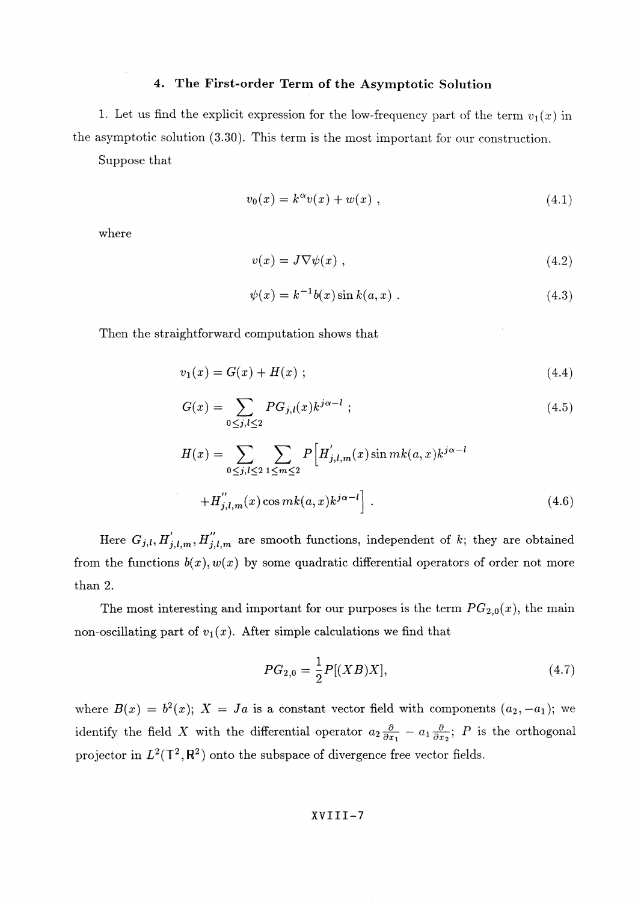## 4. The First-order Term of the Asymptotic Solution

1. Let us find the explicit expression for the low-frequency part of the term $v_1(x)$ in the asymptotic solution (3.30). This term is the most important for our construction.

Suppose that

$$v_0(x) = k^\alpha v(x) + w(x) \ , \tag{4.1}$$

where

$$v(x) = J\nabla\psi(x) \ , \tag{4.2}$$

$$\psi(x) = k^{-1} b(x) \sin k(a, x) \ . \tag{4.3}$$

Then the straightforward computation shows that

$$v_1(x) = G(x) + H(x) \ ; \tag{4.4}$$

$$G(x) = \sum_{0 \le j,l \le 2} PG_{j,l}(x) k^{j\alpha - l} \ ; \tag{4.5}$$

$$H(x) = \sum_{0 \le j,l \le 2} \sum_{1 \le m \le 2} P\Big[H'_{j,l,m}(x) \sin mk(a,x) k^{j\alpha - l}$$

$$+ H''_{j,l,m}(x) \cos mk(a,x) k^{j\alpha - l}\Big] \ . \tag{4.6}$$

Here $G_{j,l}, H'_{j,l,m}, H''_{j,l,m}$ are smooth functions, independent of $k$; they are obtained from the functions $b(x), w(x)$ by some quadratic differential operators of order not more than 2.

The most interesting and important for our purposes is the term $PG_{2,0}(x)$, the main non-oscillating part of $v_1(x)$. After simple calculations we find that

$$PG_{2,0} = \frac{1}{2} P[(XB)X], \tag{4.7}$$

where $B(x) = b^2(x)$; $X = Ja$ is a constant vector field with components $(a_2, -a_1)$; we identify the field $X$ with the differential operator $a_2 \frac{\partial}{\partial x_1} - a_1 \frac{\partial}{\partial x_2}$; $P$ is the orthogonal projector in $L^2(\mathbb{T}^2, \mathbb{R}^2)$ onto the subspace of divergence free vector fields.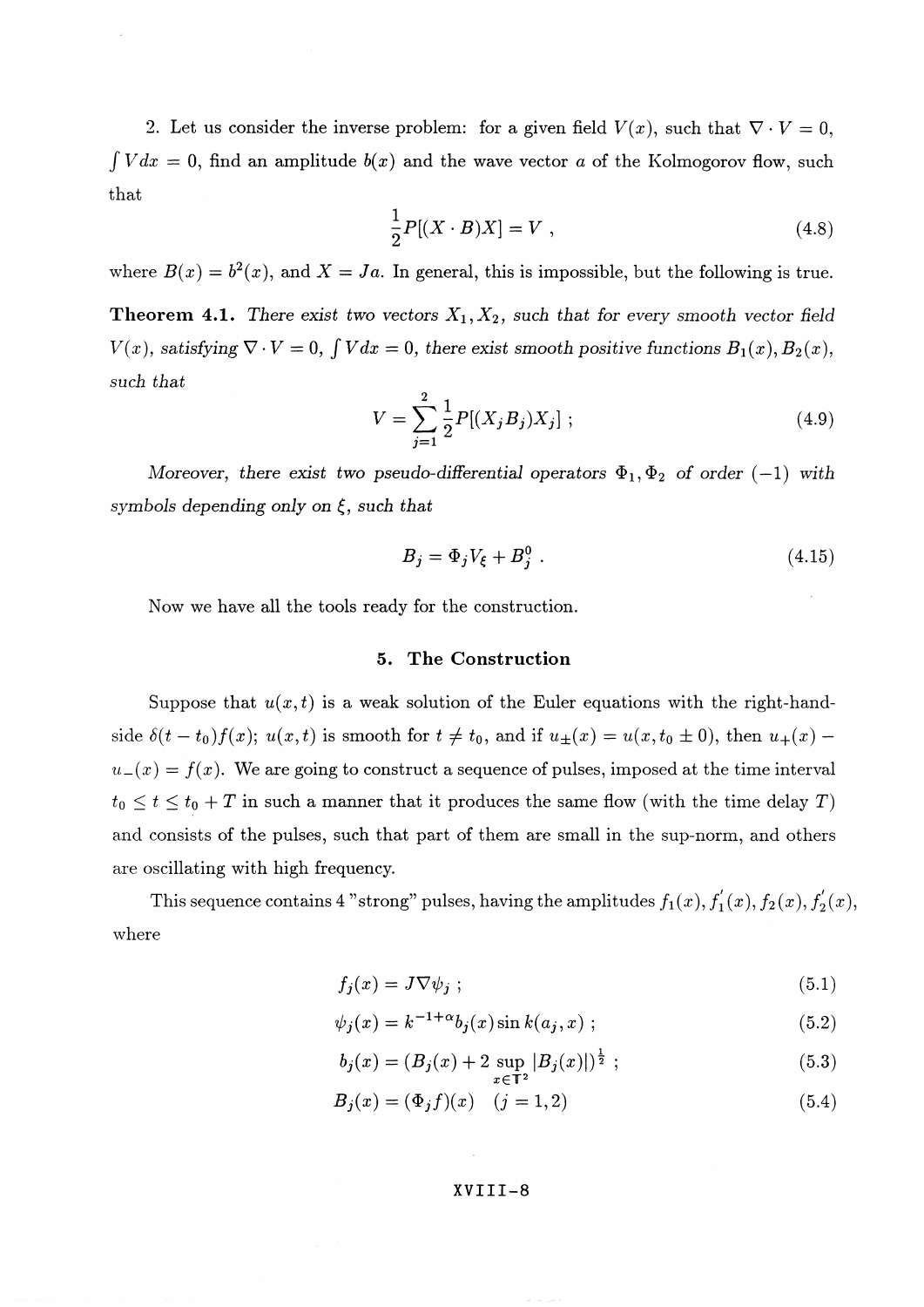2. Let us consider the inverse problem: for a given field $V(x)$, such that $\nabla \cdot V = 0$, $\int V dx = 0$, find an amplitude $b(x)$ and the wave vector $a$ of the Kolmogorov flow, such that

$$\frac{1}{2} P[(X \cdot B)X] = V \ , \tag{4.8}$$

where $B(x) = b^2(x)$, and $X = Ja$. In general, this is impossible, but the following is true.

**Theorem 4.1.** *There exist two vectors $X_1, X_2$, such that for every smooth vector field $V(x)$, satisfying $\nabla \cdot V = 0$, $\int V dx = 0$, there exist smooth positive functions $B_1(x), B_2(x)$, such that*

$$V = \sum_{j=1}^{2} \frac{1}{2} P[(X_j B_j) X_j] \ ; \tag{4.9}$$

*Moreover, there exist two pseudo-differential operators $\Phi_1, \Phi_2$ of order $(-1)$ with symbols depending only on $\xi$, such that*

$$B_j = \Phi_j V_\xi + B_j^0 \ . \tag{4.15}$$

Now we have all the tools ready for the construction.

## 5. The Construction

Suppose that $u(x,t)$ is a weak solution of the Euler equations with the right-hand-side $\delta(t-t_0)f(x)$; $u(x,t)$ is smooth for $t \neq t_0$, and if $u_{\pm}(x) = u(x, t_0 \pm 0)$, then $u_+(x) - u_-(x) = f(x)$. We are going to construct a sequence of pulses, imposed at the time interval $t_0 \leq t \leq t_0 + T$ in such a manner that it produces the same flow (with the time delay $T$) and consists of the pulses, such that part of them are small in the sup-norm, and others are oscillating with high frequency.

This sequence contains 4 "strong" pulses, having the amplitudes $f_1(x), f_1'(x), f_2(x), f_2'(x)$, where

$$f_j(x) = J\nabla\psi_j \ ; \tag{5.1}$$

$$\psi_j(x) = k^{-1+\alpha} b_j(x) \sin k(a_j, x) \ ; \tag{5.2}$$

$$b_j(x) = (B_j(x) + 2 \sup_{x \in \mathbb{T}^2} |B_j(x)|)^{\frac{1}{2}} \ ; \tag{5.3}$$

$$B_j(x) = (\Phi_j f)(x) \quad (j = 1, 2) \tag{5.4}$$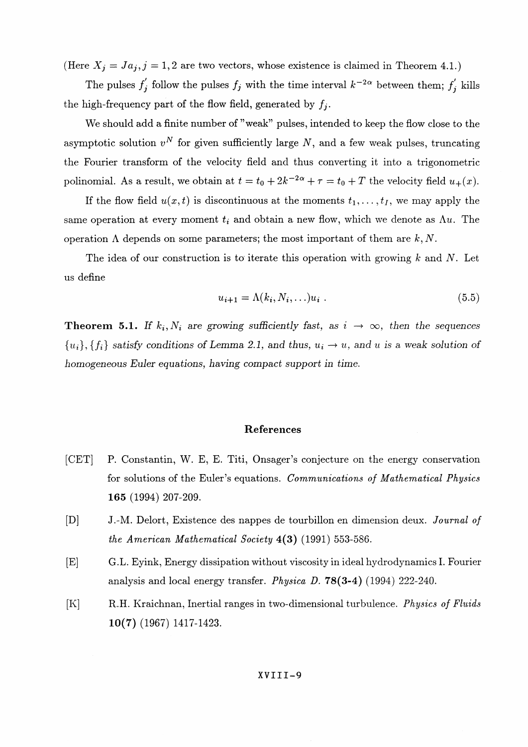(Here $X_j = Ja_j, j = 1,2$ are two vectors, whose existence is claimed in Theorem 4.1.)

The pulses $f_j'$ follow the pulses $f_j$ with the time interval $k^{-2\alpha}$ between them; $f_j'$ kills the high-frequency part of the flow field, generated by $f_j$.

We should add a finite number of "weak" pulses, intended to keep the flow close to the asymptotic solution $v^N$ for given sufficiently large $N$, and a few weak pulses, truncating the Fourier transform of the velocity field and thus converting it into a trigonometric polinomial. As a result, we obtain at $t = t_0 + 2k^{-2\alpha} + \tau = t_0 + T$ the velocity field $u_+(x)$.

If the flow field $u(x,t)$ is discontinuous at the moments $t_1, \ldots, t_I$, we may apply the same operation at every moment $t_i$ and obtain a new flow, which we denote as $\Lambda u$. The operation $\Lambda$ depends on some parameters; the most important of them are $k, N$.

The idea of our construction is to iterate this operation with growing $k$ and $N$. Let us define

$$u_{i+1} = \Lambda(k_i, N_i, \ldots) u_i \ . \tag{5.5}$$

**Theorem 5.1.** *If $k_i, N_i$ are growing sufficiently fast, as $i \to \infty$, then the sequences $\{u_i\}, \{f_i\}$ satisfy conditions of Lemma 2.1, and thus, $u_i \to u$, and $u$ is a weak solution of homogeneous Euler equations, having compact support in time.*

## References

[CET] P. Constantin, W. E, E. Titi, Onsager's conjecture on the energy conservation for solutions of the Euler's equations. *Communications of Mathematical Physics* **165** (1994) 207-209.

[D] J.-M. Delort, Existence des nappes de tourbillon en dimension deux. *Journal of the American Mathematical Society* **4(3)** (1991) 553-586.

[E] G.L. Eyink, Energy dissipation without viscosity in ideal hydrodynamics I. Fourier analysis and local energy transfer. *Physica D.* **78(3-4)** (1994) 222-240.

[K] R.H. Kraichnan, Inertial ranges in two-dimensional turbulence. *Physics of Fluids* **10(7)** (1967) 1417-1423.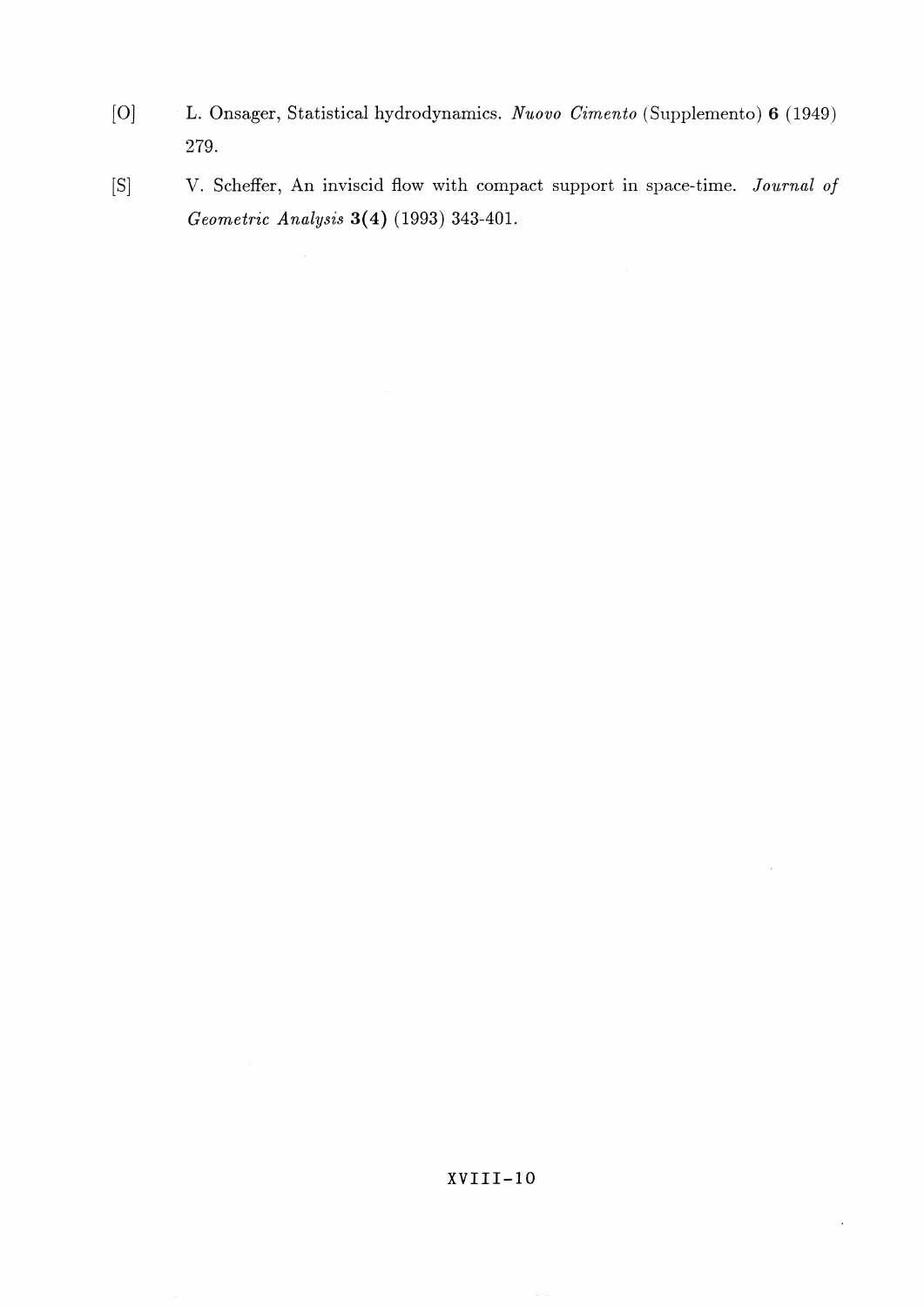[O] L. Onsager, Statistical hydrodynamics. *Nuovo Cimento* (Supplemento) **6** (1949) 279.

[S] V. Scheffer, An inviscid flow with compact support in space-time. *Journal of Geometric Analysis* **3(4)** (1993) 343-401.